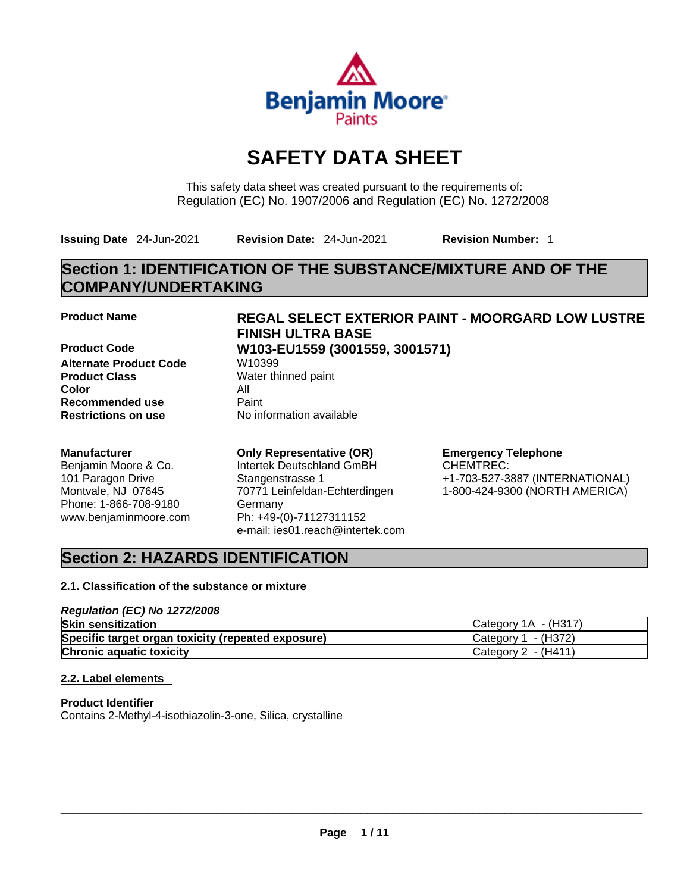# SAFETY DATA SHEET

This safety data sheet was created pursuant to the requirements of:
Regulation (EC) No. 1907/2006 and Regulation (EC) No. 1272/2008

**Issuing Date** 24-Jun-2021 **Revision Date:** 24-Jun-2021 **Revision Number:** 1

## Section 1: IDENTIFICATION OF THE SUBSTANCE/MIXTURE AND OF THE COMPANY/UNDERTAKING

| | |
|---|---|
| **Product Name** | **REGAL SELECT EXTERIOR PAINT - MOORGARD LOW LUSTRE FINISH ULTRA BASE** |
| **Product Code** | **W103-EU1559 (3001559, 3001571)** |
| **Alternate Product Code** | W10399 |
| **Product Class** | Water thinned paint |
| **Color** | All |
| **Recommended use** | Paint |
| **Restrictions on use** | No information available |

**Manufacturer**
Benjamin Moore & Co.
101 Paragon Drive
Montvale, NJ 07645
Phone: 1-866-708-9180
www.benjaminmoore.com

**Only Representative (OR)**
Intertek Deutschland GmbH
Stangenstrasse 1
70771 Leinfeldan-Echterdingen
Germany
Ph: +49-(0)-71127311152
e-mail: ies01.reach@intertek.com

**Emergency Telephone**
CHEMTREC:
+1-703-527-3887 (INTERNATIONAL)
1-800-424-9300 (NORTH AMERICA)

## Section 2: HAZARDS IDENTIFICATION

### 2.1. Classification of the substance or mixture

***Regulation (EC) No 1272/2008***

| | |
|---|---|
| **Skin sensitization** | Category 1A - (H317) |
| **Specific target organ toxicity (repeated exposure)** | Category 1 - (H372) |
| **Chronic aquatic toxicity** | Category 2 - (H411) |

### 2.2. Label elements

**Product Identifier**
Contains 2-Methyl-4-isothiazolin-3-one, Silica, crystalline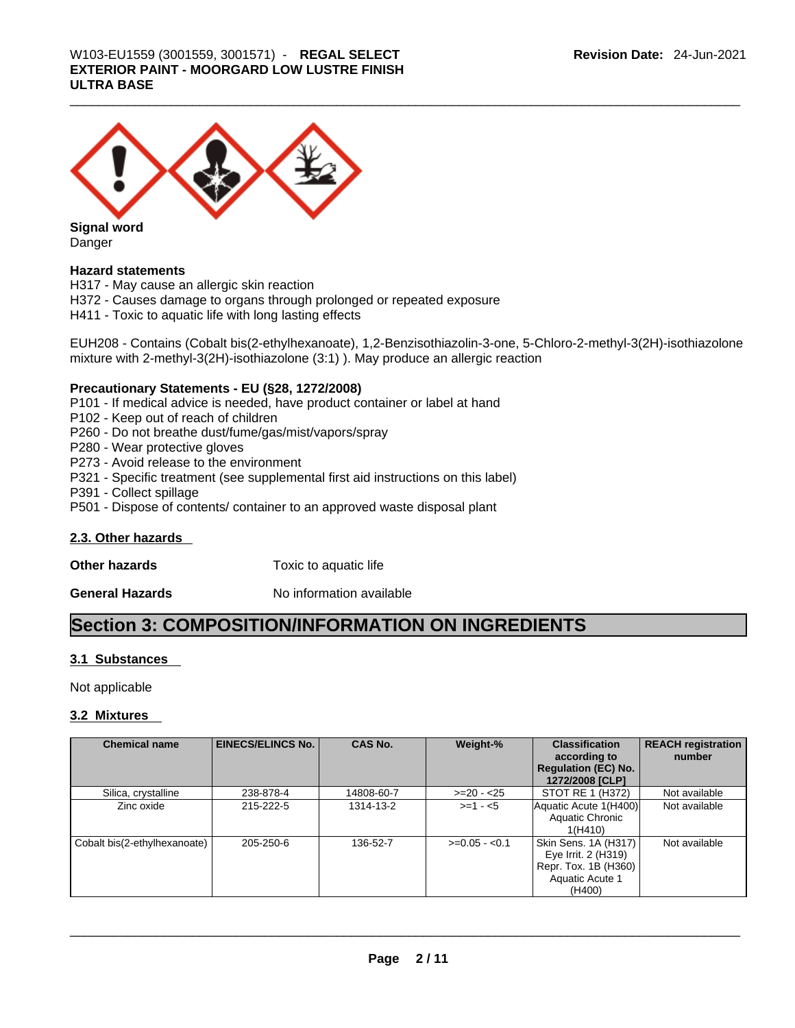**Signal word**

Danger

**Hazard statements**

H317 - May cause an allergic skin reaction

H372 - Causes damage to organs through prolonged or repeated exposure

H411 - Toxic to aquatic life with long lasting effects

EUH208 - Contains (Cobalt bis(2-ethylhexanoate), 1,2-Benzisothiazolin-3-one, 5-Chloro-2-methyl-3(2H)-isothiazolone mixture with 2-methyl-3(2H)-isothiazolone (3:1) ). May produce an allergic reaction

**Precautionary Statements - EU (§28, 1272/2008)**

P101 - If medical advice is needed, have product container or label at hand

P102 - Keep out of reach of children

P260 - Do not breathe dust/fume/gas/mist/vapors/spray

P280 - Wear protective gloves

P273 - Avoid release to the environment

P321 - Specific treatment (see supplemental first aid instructions on this label)

P391 - Collect spillage

P501 - Dispose of contents/ container to an approved waste disposal plant

### 2.3. Other hazards

**Other hazards** Toxic to aquatic life

**General Hazards** No information available

## Section 3: COMPOSITION/INFORMATION ON INGREDIENTS

### 3.1 Substances

Not applicable

### 3.2 Mixtures

| Chemical name | EINECS/ELINCS No. | CAS No. | Weight-% | Classification according to Regulation (EC) No. 1272/2008 [CLP] | REACH registration number |
|---|---|---|---|---|---|
| Silica, crystalline | 238-878-4 | 14808-60-7 | >=20 - <25 | STOT RE 1 (H372) | Not available |
| Zinc oxide | 215-222-5 | 1314-13-2 | >=1 - <5 | Aquatic Acute 1(H400) Aquatic Chronic 1(H410) | Not available |
| Cobalt bis(2-ethylhexanoate) | 205-250-6 | 136-52-7 | >=0.05 - <0.1 | Skin Sens. 1A (H317) Eye Irrit. 2 (H319) Repr. Tox. 1B (H360) Aquatic Acute 1 (H400) | Not available |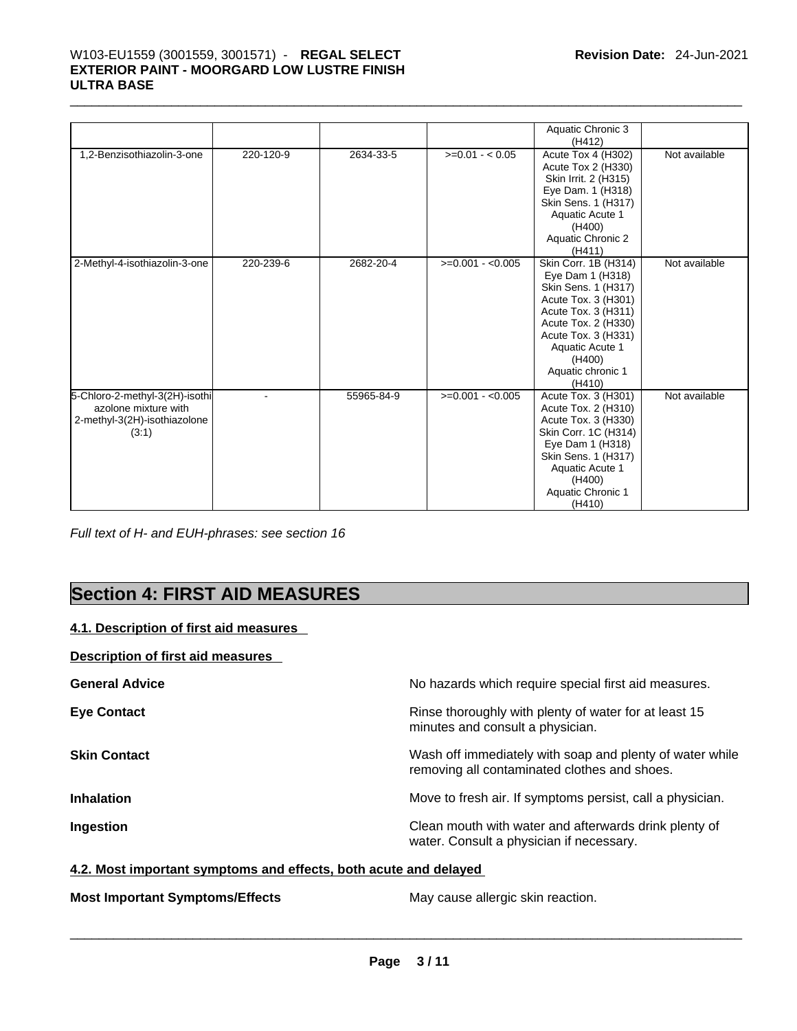| | | | | Aquatic Chronic 3 (H412) | |
|---|---|---|---|---|---|
| 1,2-Benzisothiazolin-3-one | 220-120-9 | 2634-33-5 | >=0.01 - < 0.05 | Acute Tox 4 (H302) Acute Tox 2 (H330) Skin Irrit. 2 (H315) Eye Dam. 1 (H318) Skin Sens. 1 (H317) Aquatic Acute 1 (H400) Aquatic Chronic 2 (H411) | Not available |
| 2-Methyl-4-isothiazolin-3-one | 220-239-6 | 2682-20-4 | >=0.001 - <0.005 | Skin Corr. 1B (H314) Eye Dam 1 (H318) Skin Sens. 1 (H317) Acute Tox. 3 (H301) Acute Tox. 3 (H311) Acute Tox. 2 (H330) Acute Tox. 3 (H331) Aquatic Acute 1 (H400) Aquatic chronic 1 (H410) | Not available |
| 5-Chloro-2-methyl-3(2H)-isothiazolone mixture with 2-methyl-3(2H)-isothiazolone (3:1) | - | 55965-84-9 | >=0.001 - <0.005 | Acute Tox. 3 (H301) Acute Tox. 2 (H310) Acute Tox. 3 (H330) Skin Corr. 1C (H314) Eye Dam 1 (H318) Skin Sens. 1 (H317) Aquatic Acute 1 (H400) Aquatic Chronic 1 (H410) | Not available |

*Full text of H- and EUH-phrases: see section 16*

# Section 4: FIRST AID MEASURES

## 4.1. Description of first aid measures

**Description of first aid measures**

**General Advice**: No hazards which require special first aid measures.

**Eye Contact**: Rinse thoroughly with plenty of water for at least 15 minutes and consult a physician.

**Skin Contact**: Wash off immediately with soap and plenty of water while removing all contaminated clothes and shoes.

**Inhalation**: Move to fresh air. If symptoms persist, call a physician.

**Ingestion**: Clean mouth with water and afterwards drink plenty of water. Consult a physician if necessary.

## 4.2. Most important symptoms and effects, both acute and delayed

**Most Important Symptoms/Effects**: May cause allergic skin reaction.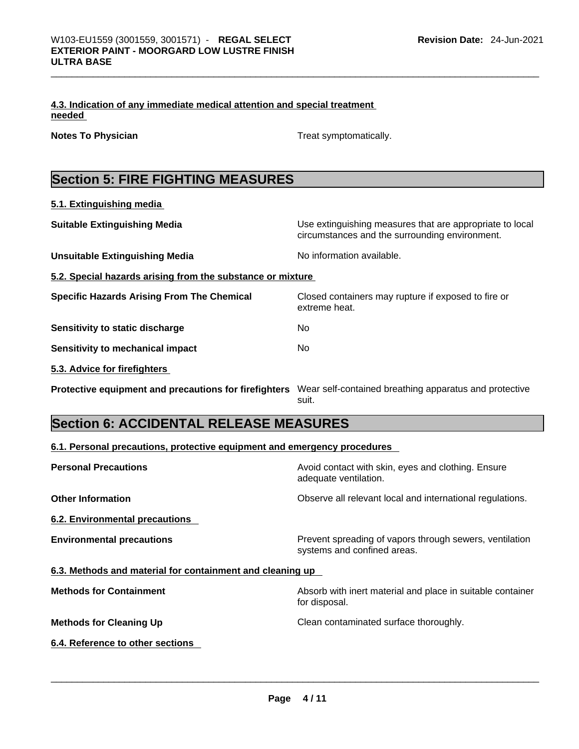### 4.3. Indication of any immediate medical attention and special treatment needed

| | |
|---|---|
| **Notes To Physician** | Treat symptomatically. |

## Section 5: FIRE FIGHTING MEASURES

### 5.1. Extinguishing media

| | |
|---|---|
| **Suitable Extinguishing Media** | Use extinguishing measures that are appropriate to local circumstances and the surrounding environment. |
| **Unsuitable Extinguishing Media** | No information available. |

### 5.2. Special hazards arising from the substance or mixture

| | |
|---|---|
| **Specific Hazards Arising From The Chemical** | Closed containers may rupture if exposed to fire or extreme heat. |
| **Sensitivity to static discharge** | No |
| **Sensitivity to mechanical impact** | No |

### 5.3. Advice for firefighters

| | |
|---|---|
| **Protective equipment and precautions for firefighters** | Wear self-contained breathing apparatus and protective suit. |

## Section 6: ACCIDENTAL RELEASE MEASURES

### 6.1. Personal precautions, protective equipment and emergency procedures

| | |
|---|---|
| **Personal Precautions** | Avoid contact with skin, eyes and clothing. Ensure adequate ventilation. |
| **Other Information** | Observe all relevant local and international regulations. |

### 6.2. Environmental precautions

| | |
|---|---|
| **Environmental precautions** | Prevent spreading of vapors through sewers, ventilation systems and confined areas. |

### 6.3. Methods and material for containment and cleaning up

| | |
|---|---|
| **Methods for Containment** | Absorb with inert material and place in suitable container for disposal. |
| **Methods for Cleaning Up** | Clean contaminated surface thoroughly. |

### 6.4. Reference to other sections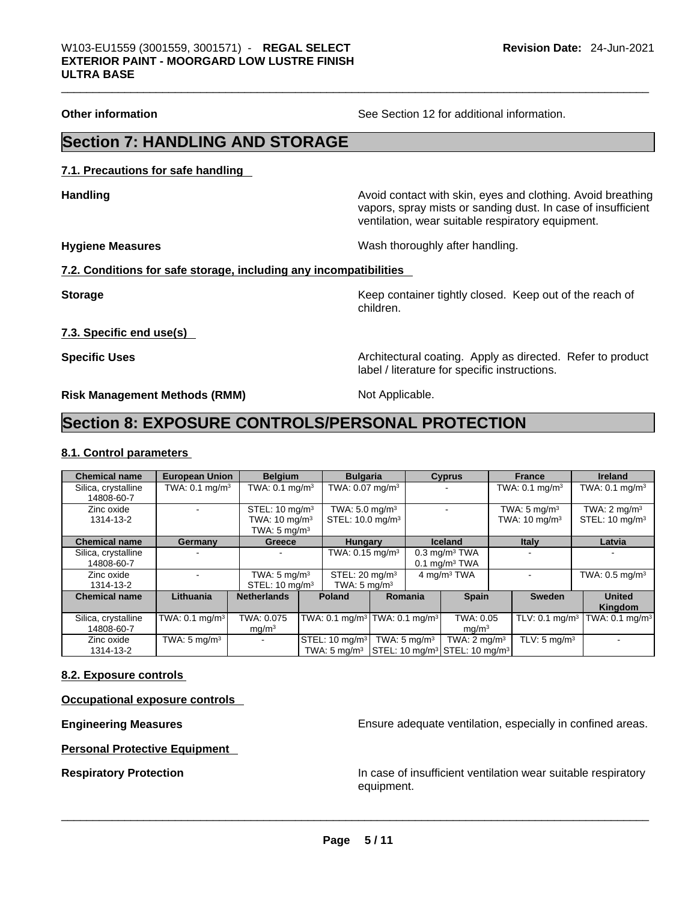**Other information** See Section 12 for additional information.

# Section 7: HANDLING AND STORAGE

## 7.1. Precautions for safe handling

**Handling** Avoid contact with skin, eyes and clothing. Avoid breathing vapors, spray mists or sanding dust. In case of insufficient ventilation, wear suitable respiratory equipment.

**Hygiene Measures** Wash thoroughly after handling.

## 7.2. Conditions for safe storage, including any incompatibilities

**Storage** Keep container tightly closed. Keep out of the reach of children.

## 7.3. Specific end use(s)

**Specific Uses** Architectural coating. Apply as directed. Refer to product label / literature for specific instructions.

**Risk Management Methods (RMM)** Not Applicable.

# Section 8: EXPOSURE CONTROLS/PERSONAL PROTECTION

## 8.1. Control parameters

| Chemical name | European Union | Belgium | Bulgaria | Cyprus | France | Ireland |
|---|---|---|---|---|---|---|
| Silica, crystalline 14808-60-7 | TWA: 0.1 mg/m³ | TWA: 0.1 mg/m³ | TWA: 0.07 mg/m³ | - | TWA: 0.1 mg/m³ | TWA: 0.1 mg/m³ |
| Zinc oxide 1314-13-2 | - | STEL: 10 mg/m³ TWA: 10 mg/m³ TWA: 5 mg/m³ | TWA: 5.0 mg/m³ STEL: 10.0 mg/m³ | - | TWA: 5 mg/m³ TWA: 10 mg/m³ | TWA: 2 mg/m³ STEL: 10 mg/m³ |

| Chemical name | Germany | Greece | Hungary | Iceland | Italy | Latvia |
|---|---|---|---|---|---|---|
| Silica, crystalline 14808-60-7 | - | - | TWA: 0.15 mg/m³ | 0.3 mg/m³ TWA 0.1 mg/m³ TWA | - | - |
| Zinc oxide 1314-13-2 | - | TWA: 5 mg/m³ STEL: 10 mg/m³ | STEL: 20 mg/m³ TWA: 5 mg/m³ | 4 mg/m³ TWA | - | TWA: 0.5 mg/m³ |

| Chemical name | Lithuania | Netherlands | Poland | Romania | Spain | Sweden | United Kingdom |
|---|---|---|---|---|---|---|---|
| Silica, crystalline 14808-60-7 | TWA: 0.1 mg/m³ | TWA: 0.075 mg/m³ | TWA: 0.1 mg/m³ | TWA: 0.1 mg/m³ | TWA: 0.05 mg/m³ | TLV: 0.1 mg/m³ | TWA: 0.1 mg/m³ |
| Zinc oxide 1314-13-2 | TWA: 5 mg/m³ | - | STEL: 10 mg/m³ TWA: 5 mg/m³ | TWA: 5 mg/m³ STEL: 10 mg/m³ | TWA: 2 mg/m³ STEL: 10 mg/m³ | TLV: 5 mg/m³ | - |

## 8.2. Exposure controls

**Occupational exposure controls**

**Engineering Measures** Ensure adequate ventilation, especially in confined areas.

**Personal Protective Equipment**

**Respiratory Protection** In case of insufficient ventilation wear suitable respiratory equipment.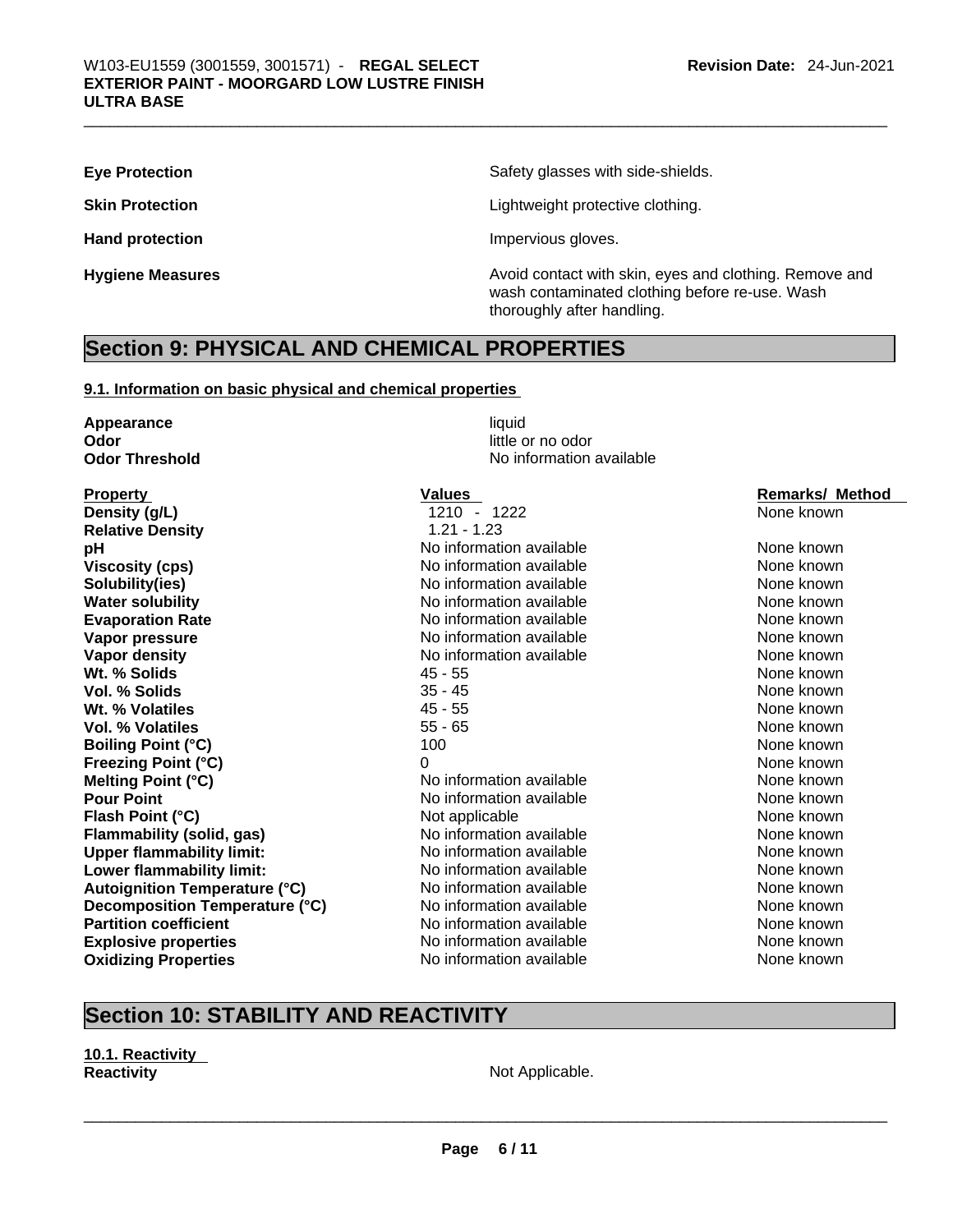| | |
|---|---|
| **Eye Protection** | Safety glasses with side-shields. |
| **Skin Protection** | Lightweight protective clothing. |
| **Hand protection** | Impervious gloves. |
| **Hygiene Measures** | Avoid contact with skin, eyes and clothing. Remove and wash contaminated clothing before re-use. Wash thoroughly after handling. |

## Section 9: PHYSICAL AND CHEMICAL PROPERTIES

### 9.1. Information on basic physical and chemical properties

| | |
|---|---|
| **Appearance** | liquid |
| **Odor** | little or no odor |
| **Odor Threshold** | No information available |

| Property | Values | Remarks/ Method |
|---|---|---|
| **Density (g/L)** | 1210 - 1222 | None known |
| **Relative Density** | 1.21 - 1.23 | |
| **pH** | No information available | None known |
| **Viscosity (cps)** | No information available | None known |
| **Solubility(ies)** | No information available | None known |
| **Water solubility** | No information available | None known |
| **Evaporation Rate** | No information available | None known |
| **Vapor pressure** | No information available | None known |
| **Vapor density** | No information available | None known |
| **Wt. % Solids** | 45 - 55 | None known |
| **Vol. % Solids** | 35 - 45 | None known |
| **Wt. % Volatiles** | 45 - 55 | None known |
| **Vol. % Volatiles** | 55 - 65 | None known |
| **Boiling Point (°C)** | 100 | None known |
| **Freezing Point (°C)** | 0 | None known |
| **Melting Point (°C)** | No information available | None known |
| **Pour Point** | No information available | None known |
| **Flash Point (°C)** | Not applicable | None known |
| **Flammability (solid, gas)** | No information available | None known |
| **Upper flammability limit:** | No information available | None known |
| **Lower flammability limit:** | No information available | None known |
| **Autoignition Temperature (°C)** | No information available | None known |
| **Decomposition Temperature (°C)** | No information available | None known |
| **Partition coefficient** | No information available | None known |
| **Explosive properties** | No information available | None known |
| **Oxidizing Properties** | No information available | None known |

## Section 10: STABILITY AND REACTIVITY

### 10.1. Reactivity

**Reactivity** Not Applicable.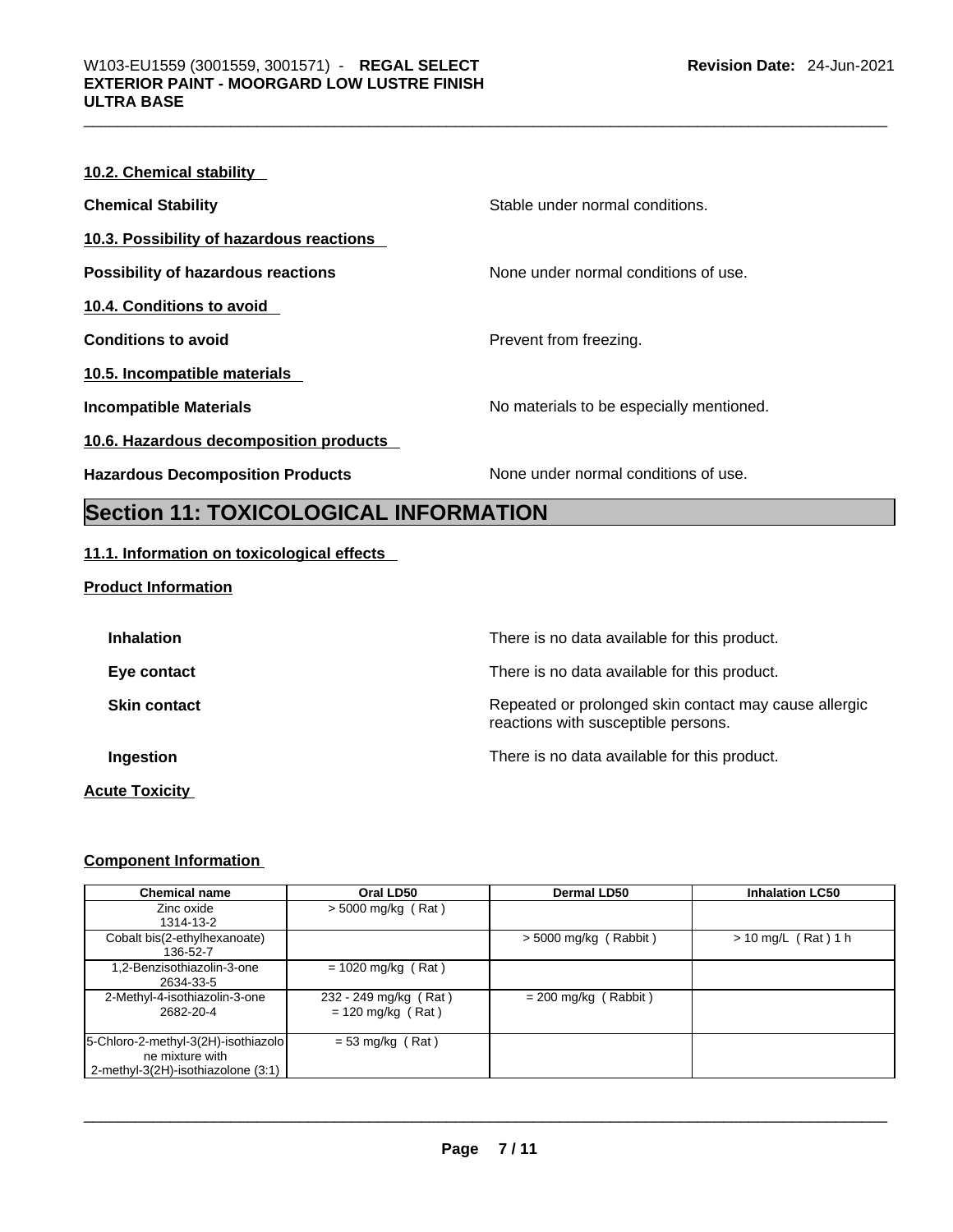#### 10.2. Chemical stability

**Chemical Stability** Stable under normal conditions.

#### 10.3. Possibility of hazardous reactions

**Possibility of hazardous reactions** None under normal conditions of use.

#### 10.4. Conditions to avoid

**Conditions to avoid** Prevent from freezing.

#### 10.5. Incompatible materials

**Incompatible Materials** No materials to be especially mentioned.

#### 10.6. Hazardous decomposition products

**Hazardous Decomposition Products** None under normal conditions of use.

## Section 11: TOXICOLOGICAL INFORMATION

#### 11.1. Information on toxicological effects

**Product Information**

**Inhalation** There is no data available for this product.

**Eye contact** There is no data available for this product.

**Skin contact** Repeated or prolonged skin contact may cause allergic reactions with susceptible persons.

**Ingestion** There is no data available for this product.

**Acute Toxicity**

**Component Information**

| Chemical name | Oral LD50 | Dermal LD50 | Inhalation LC50 |
|---|---|---|---|
| Zinc oxide<br>1314-13-2 | > 5000 mg/kg ( Rat ) | | |
| Cobalt bis(2-ethylhexanoate)<br>136-52-7 | | > 5000 mg/kg ( Rabbit ) | > 10 mg/L ( Rat ) 1 h |
| 1,2-Benzisothiazolin-3-one<br>2634-33-5 | = 1020 mg/kg ( Rat ) | | |
| 2-Methyl-4-isothiazolin-3-one<br>2682-20-4 | 232 - 249 mg/kg ( Rat )<br>= 120 mg/kg ( Rat ) | = 200 mg/kg ( Rabbit ) | |
| 5-Chloro-2-methyl-3(2H)-isothiazolone mixture with 2-methyl-3(2H)-isothiazolone (3:1) | = 53 mg/kg ( Rat ) | | |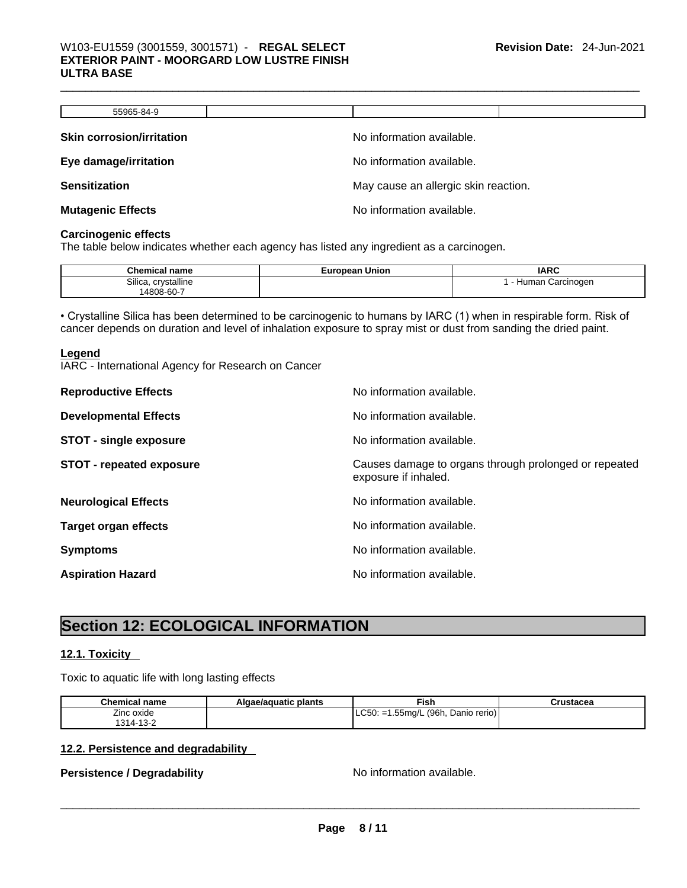| 55965-84-9 | | | |
|---|---|---|---|

**Skin corrosion/irritation** No information available.

**Eye damage/irritation** No information available.

**Sensitization** May cause an allergic skin reaction.

**Mutagenic Effects** No information available.

**Carcinogenic effects**

The table below indicates whether each agency has listed any ingredient as a carcinogen.

| Chemical name | European Union | IARC |
|---|---|---|
| Silica, crystalline<br>14808-60-7 | | 1 - Human Carcinogen |

• Crystalline Silica has been determined to be carcinogenic to humans by IARC (1) when in respirable form. Risk of cancer depends on duration and level of inhalation exposure to spray mist or dust from sanding the dried paint.

**Legend**

IARC - International Agency for Research on Cancer

**Reproductive Effects** No information available.

**Developmental Effects** No information available.

**STOT - single exposure** No information available.

**STOT - repeated exposure** Causes damage to organs through prolonged or repeated exposure if inhaled.

**Neurological Effects** No information available.

**Target organ effects** No information available.

**Symptoms** No information available.

**Aspiration Hazard** No information available.

# Section 12: ECOLOGICAL INFORMATION

## 12.1. Toxicity

Toxic to aquatic life with long lasting effects

| Chemical name | Algae/aquatic plants | Fish | Crustacea |
|---|---|---|---|
| Zinc oxide<br>1314-13-2 | | LC50: =1.55mg/L (96h, Danio rerio) | |

## 12.2. Persistence and degradability

**Persistence / Degradability** No information available.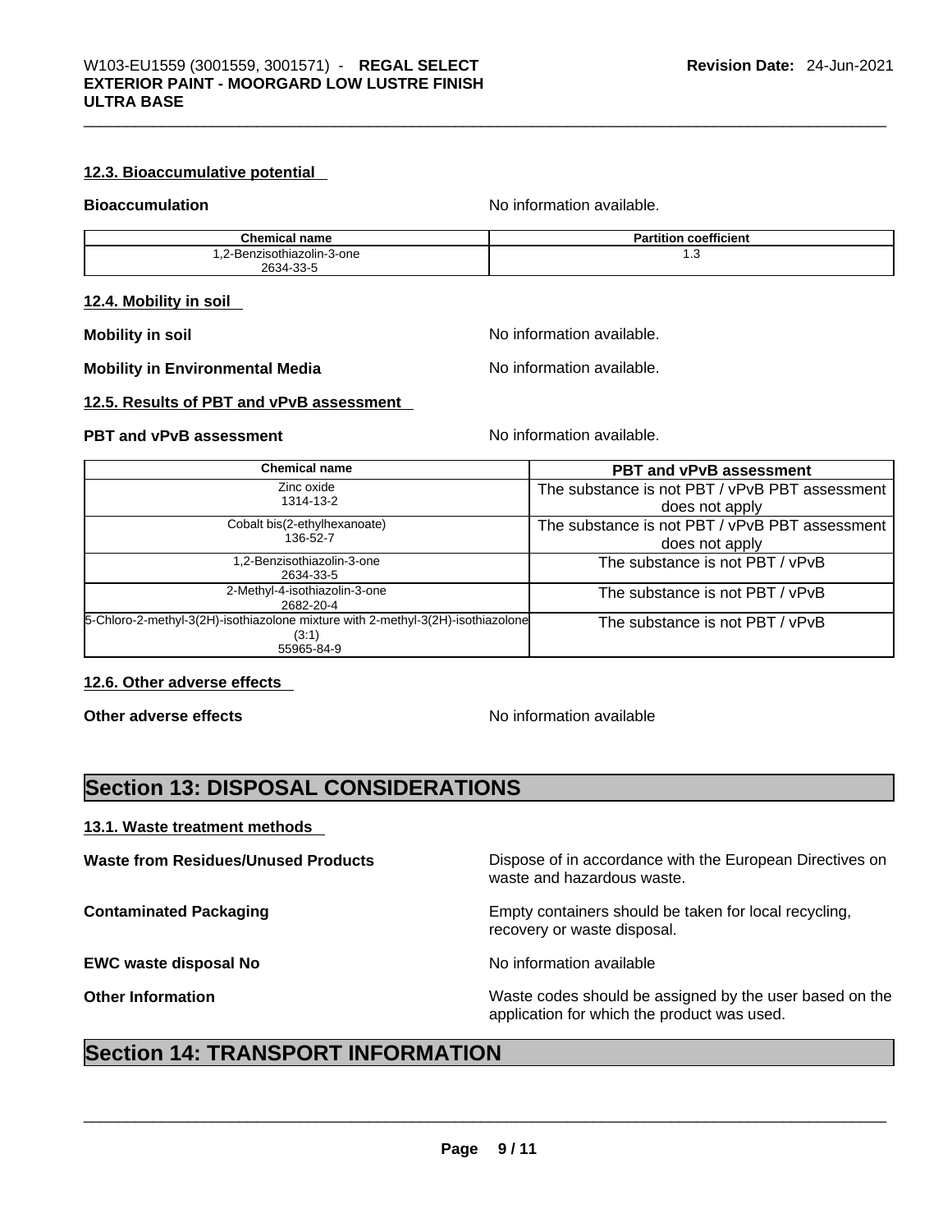### 12.3. Bioaccumulative potential

**Bioaccumulation** No information available.

| Chemical name | Partition coefficient |
| --- | --- |
| 1,2-Benzisothiazolin-3-one<br>2634-33-5 | 1.3 |

### 12.4. Mobility in soil

**Mobility in soil** No information available.

**Mobility in Environmental Media** No information available.

### 12.5. Results of PBT and vPvB assessment

**PBT and vPvB assessment** No information available.

| Chemical name | PBT and vPvB assessment |
| --- | --- |
| Zinc oxide<br>1314-13-2 | The substance is not PBT / vPvB PBT assessment does not apply |
| Cobalt bis(2-ethylhexanoate)<br>136-52-7 | The substance is not PBT / vPvB PBT assessment does not apply |
| 1,2-Benzisothiazolin-3-one<br>2634-33-5 | The substance is not PBT / vPvB |
| 2-Methyl-4-isothiazolin-3-one<br>2682-20-4 | The substance is not PBT / vPvB |
| 5-Chloro-2-methyl-3(2H)-isothiazolone mixture with 2-methyl-3(2H)-isothiazolone (3:1)<br>55965-84-9 | The substance is not PBT / vPvB |

### 12.6. Other adverse effects

**Other adverse effects** No information available

## Section 13: DISPOSAL CONSIDERATIONS

### 13.1. Waste treatment methods

**Waste from Residues/Unused Products** Dispose of in accordance with the European Directives on waste and hazardous waste.

**Contaminated Packaging** Empty containers should be taken for local recycling, recovery or waste disposal.

**EWC waste disposal No** No information available

**Other Information** Waste codes should be assigned by the user based on the application for which the product was used.

## Section 14: TRANSPORT INFORMATION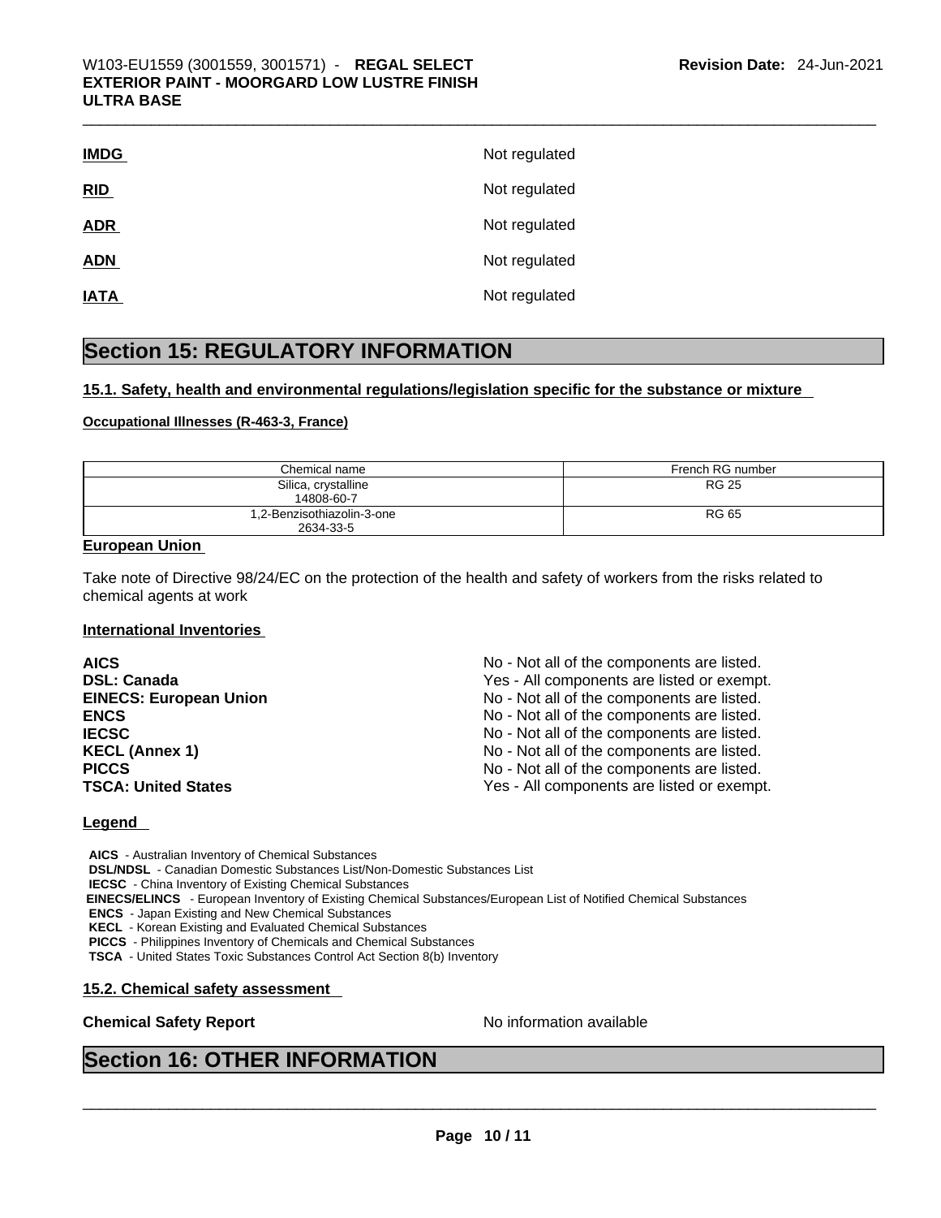| | |
|---|---|
| **IMDG** | Not regulated |
| **RID** | Not regulated |
| **ADR** | Not regulated |
| **ADN** | Not regulated |
| **IATA** | Not regulated |

# Section 15: REGULATORY INFORMATION

### 15.1. Safety, health and environmental regulations/legislation specific for the substance or mixture

**Occupational Illnesses (R-463-3, France)**

| Chemical name | French RG number |
|---|---|
| Silica, crystalline<br>14808-60-7 | RG 25 |
| 1,2-Benzisothiazolin-3-one<br>2634-33-5 | RG 65 |

**European Union**

Take note of Directive 98/24/EC on the protection of the health and safety of workers from the risks related to chemical agents at work

**International Inventories**

| | |
|---|---|
| **AICS** | No - Not all of the components are listed. |
| **DSL: Canada** | Yes - All components are listed or exempt. |
| **EINECS: European Union** | No - Not all of the components are listed. |
| **ENCS** | No - Not all of the components are listed. |
| **IECSC** | No - Not all of the components are listed. |
| **KECL (Annex 1)** | No - Not all of the components are listed. |
| **PICCS** | No - Not all of the components are listed. |
| **TSCA: United States** | Yes - All components are listed or exempt. |

**Legend**

**AICS** - Australian Inventory of Chemical Substances
**DSL/NDSL** - Canadian Domestic Substances List/Non-Domestic Substances List
**IECSC** - China Inventory of Existing Chemical Substances
**EINECS/ELINCS** - European Inventory of Existing Chemical Substances/European List of Notified Chemical Substances
**ENCS** - Japan Existing and New Chemical Substances
**KECL** - Korean Existing and Evaluated Chemical Substances
**PICCS** - Philippines Inventory of Chemicals and Chemical Substances
**TSCA** - United States Toxic Substances Control Act Section 8(b) Inventory

### 15.2. Chemical safety assessment

**Chemical Safety Report** No information available

# Section 16: OTHER INFORMATION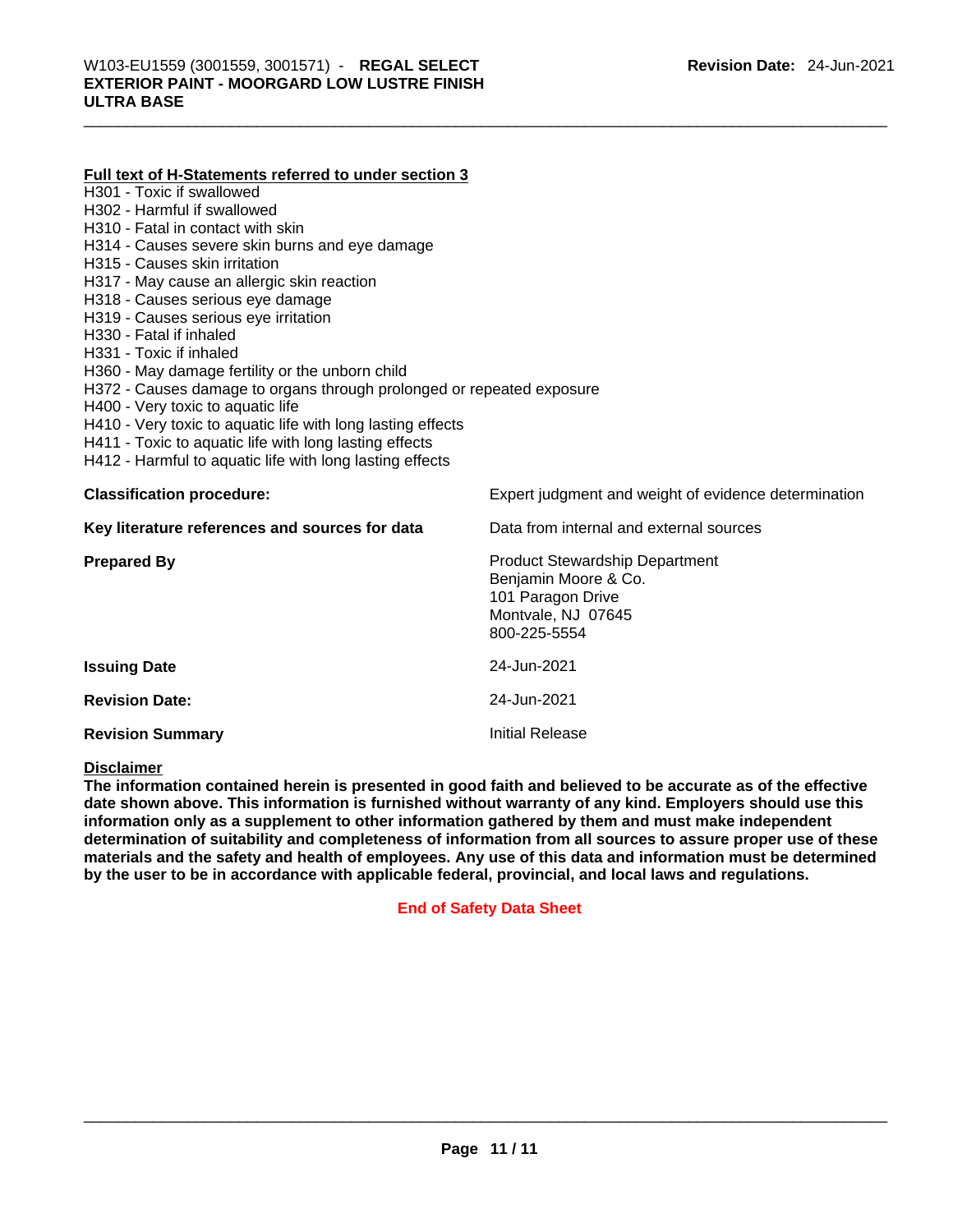**Full text of H-Statements referred to under section 3**

H301 - Toxic if swallowed
H302 - Harmful if swallowed
H310 - Fatal in contact with skin
H314 - Causes severe skin burns and eye damage
H315 - Causes skin irritation
H317 - May cause an allergic skin reaction
H318 - Causes serious eye damage
H319 - Causes serious eye irritation
H330 - Fatal if inhaled
H331 - Toxic if inhaled
H360 - May damage fertility or the unborn child
H372 - Causes damage to organs through prolonged or repeated exposure
H400 - Very toxic to aquatic life
H410 - Very toxic to aquatic life with long lasting effects
H411 - Toxic to aquatic life with long lasting effects
H412 - Harmful to aquatic life with long lasting effects

| | |
|---|---|
| **Classification procedure:** | Expert judgment and weight of evidence determination |
| **Key literature references and sources for data** | Data from internal and external sources |
| **Prepared By** | Product Stewardship Department<br>Benjamin Moore & Co.<br>101 Paragon Drive<br>Montvale, NJ 07645<br>800-225-5554 |
| **Issuing Date** | 24-Jun-2021 |
| **Revision Date:** | 24-Jun-2021 |
| **Revision Summary** | Initial Release |

**Disclaimer**

**The information contained herein is presented in good faith and believed to be accurate as of the effective date shown above. This information is furnished without warranty of any kind. Employers should use this information only as a supplement to other information gathered by them and must make independent determination of suitability and completeness of information from all sources to assure proper use of these materials and the safety and health of employees. Any use of this data and information must be determined by the user to be in accordance with applicable federal, provincial, and local laws and regulations.**

**End of Safety Data Sheet**